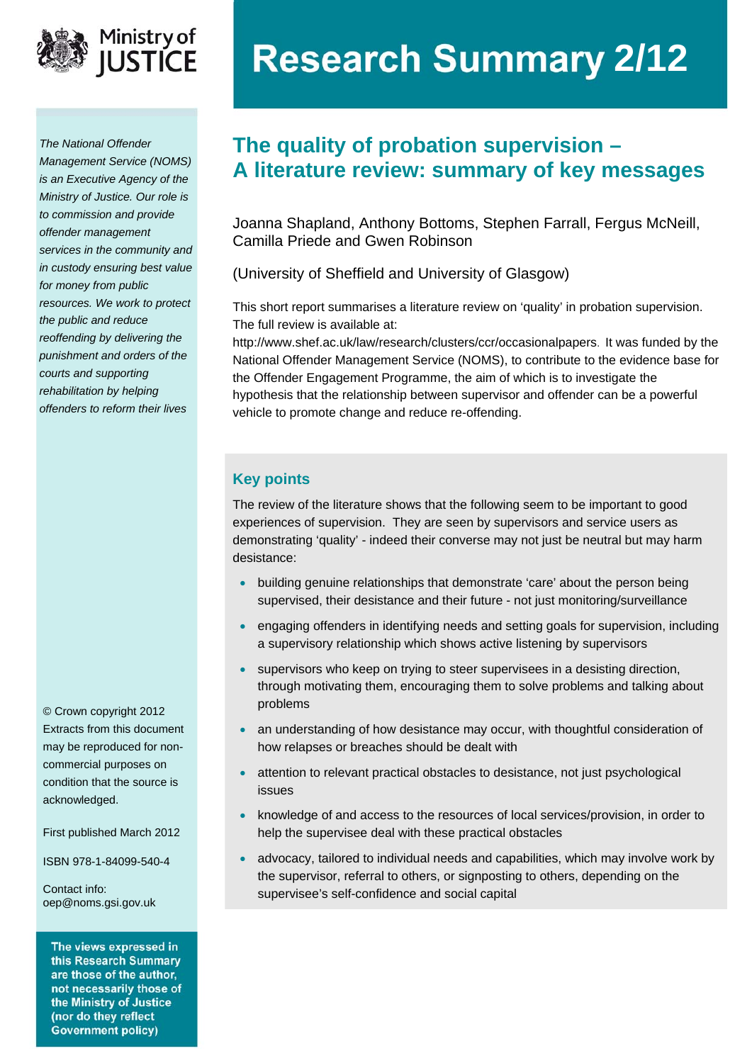# Research Summary 2/12

*The National Offender Management Service (NOMS) is an Executive Agency of the Ministry of Justice. Our role is to commission and provide offender management services in the community and in custody ensuring best value for money from public resources. We work to protect the public and reduce reoffending by delivering the punishment and orders of the courts and supporting rehabilitation by helping offenders to reform their lives*

## The quality of probation supervision – A literature review: summary of key messages

Joanna Shapland, Anthony Bottoms, Stephen Farrall, Fergus McNeill, Camilla Priede and Gwen Robinson

(University of Sheffield and University of Glasgow)

This short report summarises a literature review on 'quality' in probation supervision. The full review is available at: http://www.shef.ac.uk/law/research/clusters/ccr/occasionalpapers. It was funded by the National Offender Management Service (NOMS), to contribute to the evidence base for the Offender Engagement Programme, the aim of which is to investigate the hypothesis that the relationship between supervisor and offender can be a powerful vehicle to promote change and reduce re-offending.

### Key points

The review of the literature shows that the following seem to be important to good experiences of supervision. They are seen by supervisors and service users as demonstrating 'quality' - indeed their converse may not just be neutral but may harm desistance:

- building genuine relationships that demonstrate 'care' about the person being supervised, their desistance and their future - not just monitoring/surveillance
- engaging offenders in identifying needs and setting goals for supervision, including a supervisory relationship which shows active listening by supervisors
- supervisors who keep on trying to steer supervisees in a desisting direction, through motivating them, encouraging them to solve problems and talking about problems
- an understanding of how desistance may occur, with thoughtful consideration of how relapses or breaches should be dealt with
- attention to relevant practical obstacles to desistance, not just psychological issues
- knowledge of and access to the resources of local services/provision, in order to help the supervisee deal with these practical obstacles
- advocacy, tailored to individual needs and capabilities, which may involve work by the supervisor, referral to others, or signposting to others, depending on the supervisee's self-confidence and social capital

© Crown copyright 2012
Extracts from this document may be reproduced for non-commercial purposes on condition that the source is acknowledged.

First published March 2012

ISBN 978-1-84099-540-4

Contact info:
oep@noms.gsi.gov.uk

**The views expressed in this Research Summary are those of the author, not necessarily those of the Ministry of Justice (nor do they reflect Government policy)**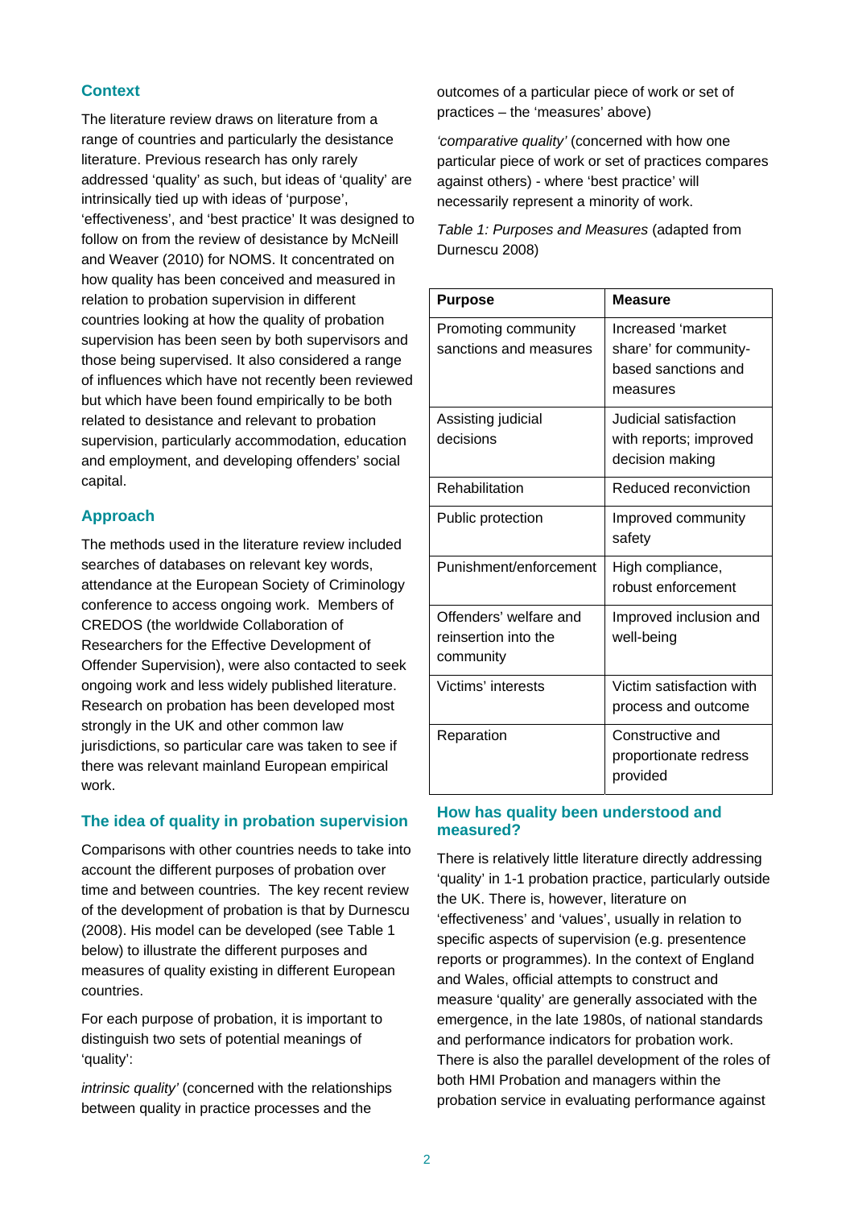## Context

The literature review draws on literature from a range of countries and particularly the desistance literature. Previous research has only rarely addressed 'quality' as such, but ideas of 'quality' are intrinsically tied up with ideas of 'purpose', 'effectiveness', and 'best practice' It was designed to follow on from the review of desistance by McNeill and Weaver (2010) for NOMS. It concentrated on how quality has been conceived and measured in relation to probation supervision in different countries looking at how the quality of probation supervision has been seen by both supervisors and those being supervised. It also considered a range of influences which have not recently been reviewed but which have been found empirically to be both related to desistance and relevant to probation supervision, particularly accommodation, education and employment, and developing offenders' social capital.

## Approach

The methods used in the literature review included searches of databases on relevant key words, attendance at the European Society of Criminology conference to access ongoing work. Members of CREDOS (the worldwide Collaboration of Researchers for the Effective Development of Offender Supervision), were also contacted to seek ongoing work and less widely published literature. Research on probation has been developed most strongly in the UK and other common law jurisdictions, so particular care was taken to see if there was relevant mainland European empirical work.

## The idea of quality in probation supervision

Comparisons with other countries needs to take into account the different purposes of probation over time and between countries. The key recent review of the development of probation is that by Durnescu (2008). His model can be developed (see Table 1 below) to illustrate the different purposes and measures of quality existing in different European countries.

For each purpose of probation, it is important to distinguish two sets of potential meanings of 'quality':

*intrinsic quality'* (concerned with the relationships between quality in practice processes and the outcomes of a particular piece of work or set of practices – the 'measures' above)

*'comparative quality'* (concerned with how one particular piece of work or set of practices compares against others) - where 'best practice' will necessarily represent a minority of work.

*Table 1: Purposes and Measures* (adapted from Durnescu 2008)

| Purpose | Measure |
|---|---|
| Promoting community sanctions and measures | Increased 'market share' for community-based sanctions and measures |
| Assisting judicial decisions | Judicial satisfaction with reports; improved decision making |
| Rehabilitation | Reduced reconviction |
| Public protection | Improved community safety |
| Punishment/enforcement | High compliance, robust enforcement |
| Offenders' welfare and reinsertion into the community | Improved inclusion and well-being |
| Victims' interests | Victim satisfaction with process and outcome |
| Reparation | Constructive and proportionate redress provided |

## How has quality been understood and measured?

There is relatively little literature directly addressing 'quality' in 1-1 probation practice, particularly outside the UK. There is, however, literature on 'effectiveness' and 'values', usually in relation to specific aspects of supervision (e.g. presentence reports or programmes). In the context of England and Wales, official attempts to construct and measure 'quality' are generally associated with the emergence, in the late 1980s, of national standards and performance indicators for probation work. There is also the parallel development of the roles of both HMI Probation and managers within the probation service in evaluating performance against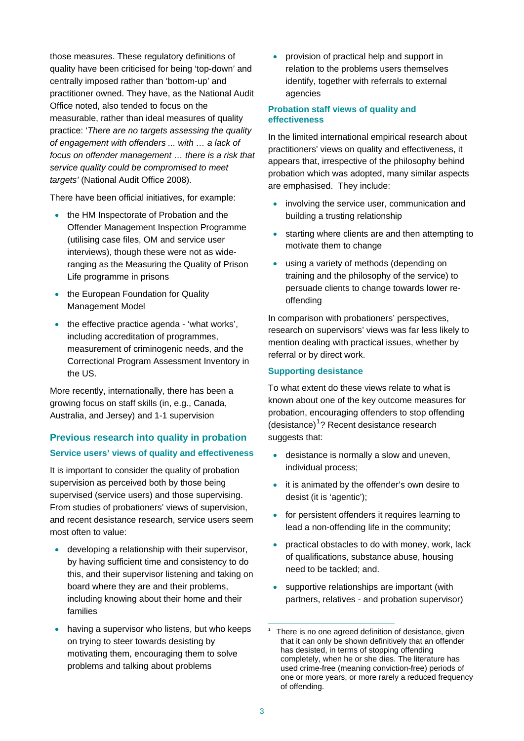those measures. These regulatory definitions of quality have been criticised for being 'top-down' and centrally imposed rather than 'bottom-up' and practitioner owned. They have, as the National Audit Office noted, also tended to focus on the measurable, rather than ideal measures of quality practice: '*There are no targets assessing the quality of engagement with offenders ... with … a lack of focus on offender management … there is a risk that service quality could be compromised to meet targets'* (National Audit Office 2008).

There have been official initiatives, for example:

- the HM Inspectorate of Probation and the Offender Management Inspection Programme (utilising case files, OM and service user interviews), though these were not as wide-ranging as the Measuring the Quality of Prison Life programme in prisons
- the European Foundation for Quality Management Model
- the effective practice agenda - 'what works', including accreditation of programmes, measurement of criminogenic needs, and the Correctional Program Assessment Inventory in the US.

More recently, internationally, there has been a growing focus on staff skills (in, e.g., Canada, Australia, and Jersey) and 1-1 supervision

## Previous research into quality in probation

### Service users' views of quality and effectiveness

It is important to consider the quality of probation supervision as perceived both by those being supervised (service users) and those supervising. From studies of probationers' views of supervision, and recent desistance research, service users seem most often to value:

- developing a relationship with their supervisor, by having sufficient time and consistency to do this, and their supervisor listening and taking on board where they are and their problems, including knowing about their home and their families
- having a supervisor who listens, but who keeps on trying to steer towards desisting by motivating them, encouraging them to solve problems and talking about problems
- provision of practical help and support in relation to the problems users themselves identify, together with referrals to external agencies

### Probation staff views of quality and effectiveness

In the limited international empirical research about practitioners' views on quality and effectiveness, it appears that, irrespective of the philosophy behind probation which was adopted, many similar aspects are emphasised. They include:

- involving the service user, communication and building a trusting relationship
- starting where clients are and then attempting to motivate them to change
- using a variety of methods (depending on training and the philosophy of the service) to persuade clients to change towards lower re-offending

In comparison with probationers' perspectives, research on supervisors' views was far less likely to mention dealing with practical issues, whether by referral or by direct work.

### Supporting desistance

To what extent do these views relate to what is known about one of the key outcome measures for probation, encouraging offenders to stop offending (desistance)[1]? Recent desistance research suggests that:

- desistance is normally a slow and uneven, individual process;
- it is animated by the offender's own desire to desist (it is 'agentic');
- for persistent offenders it requires learning to lead a non-offending life in the community;
- practical obstacles to do with money, work, lack of qualifications, substance abuse, housing need to be tackled; and.
- supportive relationships are important (with partners, relatives - and probation supervisor)

---

[1] There is no one agreed definition of desistance, given that it can only be shown definitively that an offender has desisted, in terms of stopping offending completely, when he or she dies. The literature has used crime-free (meaning conviction-free) periods of one or more years, or more rarely a reduced frequency of offending.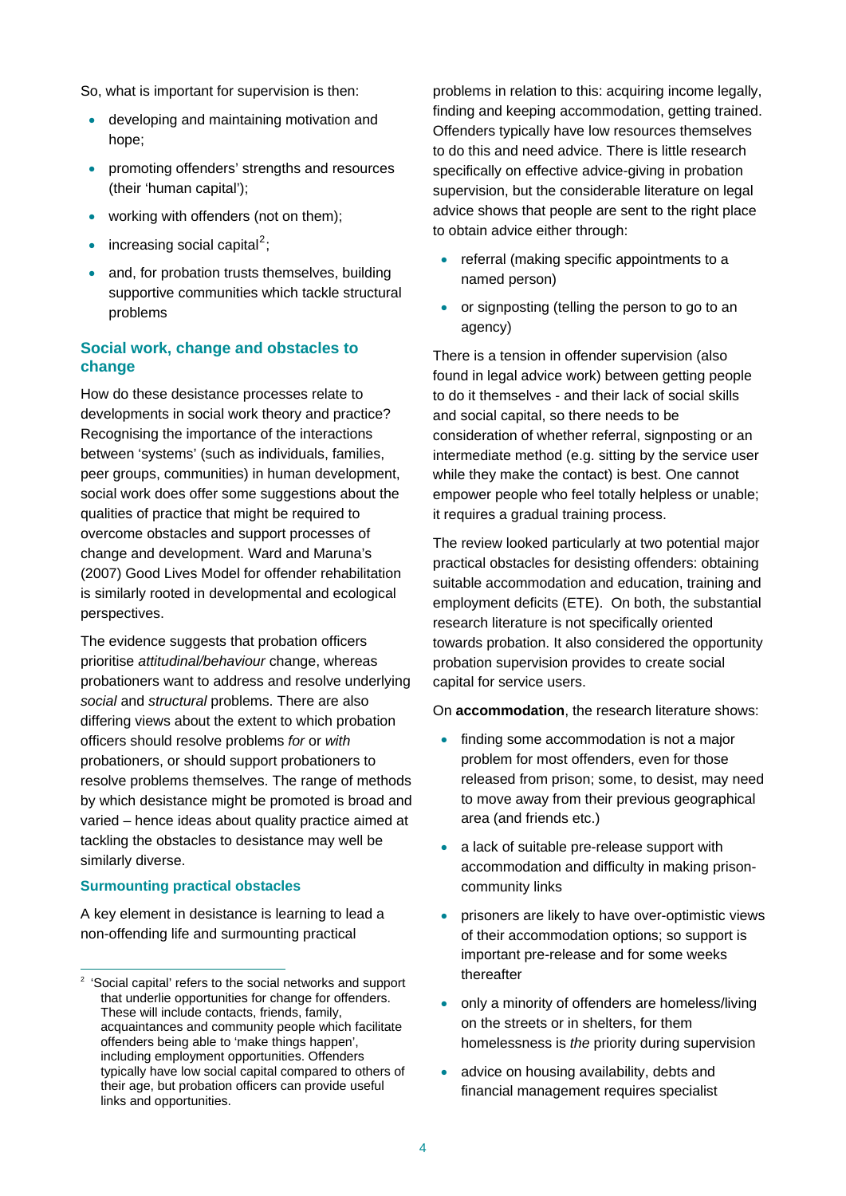So, what is important for supervision is then:

- developing and maintaining motivation and hope;
- promoting offenders' strengths and resources (their 'human capital');
- working with offenders (not on them);
- increasing social capital[2];
- and, for probation trusts themselves, building supportive communities which tackle structural problems

## Social work, change and obstacles to change

How do these desistance processes relate to developments in social work theory and practice? Recognising the importance of the interactions between 'systems' (such as individuals, families, peer groups, communities) in human development, social work does offer some suggestions about the qualities of practice that might be required to overcome obstacles and support processes of change and development. Ward and Maruna's (2007) Good Lives Model for offender rehabilitation is similarly rooted in developmental and ecological perspectives.

The evidence suggests that probation officers prioritise *attitudinal/behaviour* change, whereas probationers want to address and resolve underlying *social* and *structural* problems. There are also differing views about the extent to which probation officers should resolve problems *for* or *with* probationers, or should support probationers to resolve problems themselves. The range of methods by which desistance might be promoted is broad and varied – hence ideas about quality practice aimed at tackling the obstacles to desistance may well be similarly diverse.

### Surmounting practical obstacles

A key element in desistance is learning to lead a non-offending life and surmounting practical problems in relation to this: acquiring income legally, finding and keeping accommodation, getting trained. Offenders typically have low resources themselves to do this and need advice. There is little research specifically on effective advice-giving in probation supervision, but the considerable literature on legal advice shows that people are sent to the right place to obtain advice either through:

- referral (making specific appointments to a named person)
- or signposting (telling the person to go to an agency)

There is a tension in offender supervision (also found in legal advice work) between getting people to do it themselves - and their lack of social skills and social capital, so there needs to be consideration of whether referral, signposting or an intermediate method (e.g. sitting by the service user while they make the contact) is best. One cannot empower people who feel totally helpless or unable; it requires a gradual training process.

The review looked particularly at two potential major practical obstacles for desisting offenders: obtaining suitable accommodation and education, training and employment deficits (ETE). On both, the substantial research literature is not specifically oriented towards probation. It also considered the opportunity probation supervision provides to create social capital for service users.

On **accommodation**, the research literature shows:

- finding some accommodation is not a major problem for most offenders, even for those released from prison; some, to desist, may need to move away from their previous geographical area (and friends etc.)
- a lack of suitable pre-release support with accommodation and difficulty in making prison-community links
- prisoners are likely to have over-optimistic views of their accommodation options; so support is important pre-release and for some weeks thereafter
- only a minority of offenders are homeless/living on the streets or in shelters, for them homelessness is *the* priority during supervision
- advice on housing availability, debts and financial management requires specialist

[2] 'Social capital' refers to the social networks and support that underlie opportunities for change for offenders. These will include contacts, friends, family, acquaintances and community people which facilitate offenders being able to 'make things happen', including employment opportunities. Offenders typically have low social capital compared to others of their age, but probation officers can provide useful links and opportunities.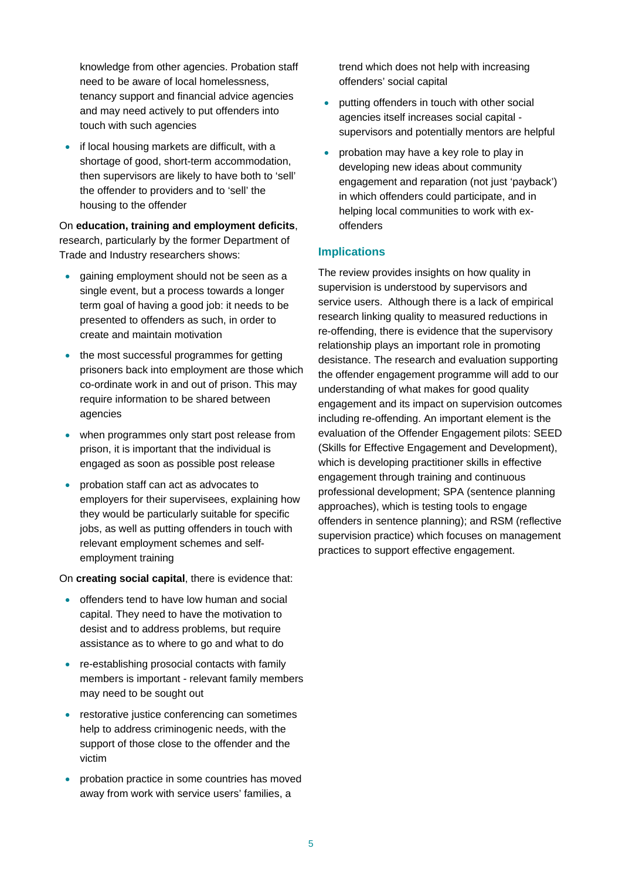knowledge from other agencies. Probation staff need to be aware of local homelessness, tenancy support and financial advice agencies and may need actively to put offenders into touch with such agencies

- if local housing markets are difficult, with a shortage of good, short-term accommodation, then supervisors are likely to have both to 'sell' the offender to providers and to 'sell' the housing to the offender

On **education, training and employment deficits**, research, particularly by the former Department of Trade and Industry researchers shows:

- gaining employment should not be seen as a single event, but a process towards a longer term goal of having a good job: it needs to be presented to offenders as such, in order to create and maintain motivation
- the most successful programmes for getting prisoners back into employment are those which co-ordinate work in and out of prison. This may require information to be shared between agencies
- when programmes only start post release from prison, it is important that the individual is engaged as soon as possible post release
- probation staff can act as advocates to employers for their supervisees, explaining how they would be particularly suitable for specific jobs, as well as putting offenders in touch with relevant employment schemes and self-employment training

On **creating social capital**, there is evidence that:

- offenders tend to have low human and social capital. They need to have the motivation to desist and to address problems, but require assistance as to where to go and what to do
- re-establishing prosocial contacts with family members is important - relevant family members may need to be sought out
- restorative justice conferencing can sometimes help to address criminogenic needs, with the support of those close to the offender and the victim
- probation practice in some countries has moved away from work with service users' families, a trend which does not help with increasing offenders' social capital
- putting offenders in touch with other social agencies itself increases social capital - supervisors and potentially mentors are helpful
- probation may have a key role to play in developing new ideas about community engagement and reparation (not just 'payback') in which offenders could participate, and in helping local communities to work with ex-offenders

## Implications

The review provides insights on how quality in supervision is understood by supervisors and service users. Although there is a lack of empirical research linking quality to measured reductions in re-offending, there is evidence that the supervisory relationship plays an important role in promoting desistance. The research and evaluation supporting the offender engagement programme will add to our understanding of what makes for good quality engagement and its impact on supervision outcomes including re-offending. An important element is the evaluation of the Offender Engagement pilots: SEED (Skills for Effective Engagement and Development), which is developing practitioner skills in effective engagement through training and continuous professional development; SPA (sentence planning approaches), which is testing tools to engage offenders in sentence planning); and RSM (reflective supervision practice) which focuses on management practices to support effective engagement.